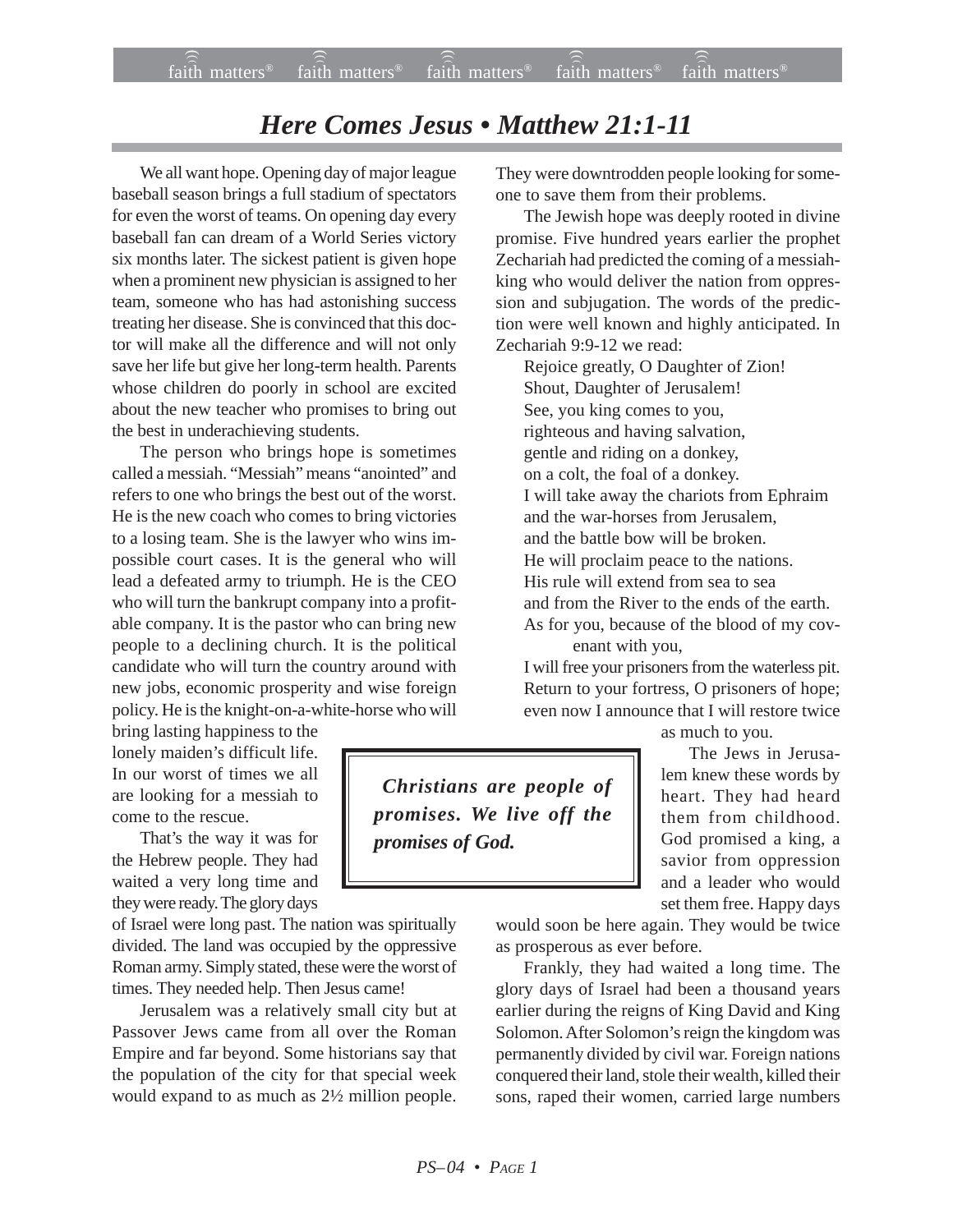# *Here Comes Jesus • Matthew 21:1-11*

We all want hope. Opening day of major league baseball season brings a full stadium of spectators for even the worst of teams. On opening day every baseball fan can dream of a World Series victory six months later. The sickest patient is given hope when a prominent new physician is assigned to her team, someone who has had astonishing success treating her disease. She is convinced that this doctor will make all the difference and will not only save her life but give her long-term health. Parents whose children do poorly in school are excited about the new teacher who promises to bring out the best in underachieving students.

The person who brings hope is sometimes called a messiah. "Messiah" means "anointed" and refers to one who brings the best out of the worst. He is the new coach who comes to bring victories to a losing team. She is the lawyer who wins impossible court cases. It is the general who will lead a defeated army to triumph. He is the CEO who will turn the bankrupt company into a profitable company. It is the pastor who can bring new people to a declining church. It is the political candidate who will turn the country around with new jobs, economic prosperity and wise foreign policy. He is the knight-on-a-white-horse who will bring lasting happiness to the lonely maiden's difficult life. In our worst of times we all are looking for a messiah to come to the rescue.

That's the way it was for the Hebrew people. They had waited a very long time and they were ready. The glory days of Israel were long past. The nation was spiritually divided. The land was occupied by the oppressive Roman army. Simply stated, these were the worst of times. They needed help. Then Jesus came!

Jerusalem was a relatively small city but at Passover Jews came from all over the Roman Empire and far beyond. Some historians say that the population of the city for that special week would expand to as much as 2½ million people. They were downtrodden people looking for someone to save them from their problems.

The Jewish hope was deeply rooted in divine promise. Five hundred years earlier the prophet Zechariah had predicted the coming of a messiah-king who would deliver the nation from oppression and subjugation. The words of the prediction were well known and highly anticipated. In Zechariah 9:9-12 we read:

> Rejoice greatly, O Daughter of Zion!
> Shout, Daughter of Jerusalem!
> See, you king comes to you,
> righteous and having salvation,
> gentle and riding on a donkey,
> on a colt, the foal of a donkey.
> I will take away the chariots from Ephraim
> and the war-horses from Jerusalem,
> and the battle bow will be broken.
> He will proclaim peace to the nations.
> His rule will extend from sea to sea
> and from the River to the ends of the earth.
> As for you, because of the blood of my covenant with you,
> I will free your prisoners from the waterless pit.
> Return to your fortress, O prisoners of hope;
> even now I announce that I will restore twice as much to you.

> ***Christians are people of promises. We live off the promises of God.***

The Jews in Jerusalem knew these words by heart. They had heard them from childhood. God promised a king, a savior from oppression and a leader who would set them free. Happy days would soon be here again. They would be twice as prosperous as ever before.

Frankly, they had waited a long time. The glory days of Israel had been a thousand years earlier during the reigns of King David and King Solomon. After Solomon's reign the kingdom was permanently divided by civil war. Foreign nations conquered their land, stole their wealth, killed their sons, raped their women, carried large numbers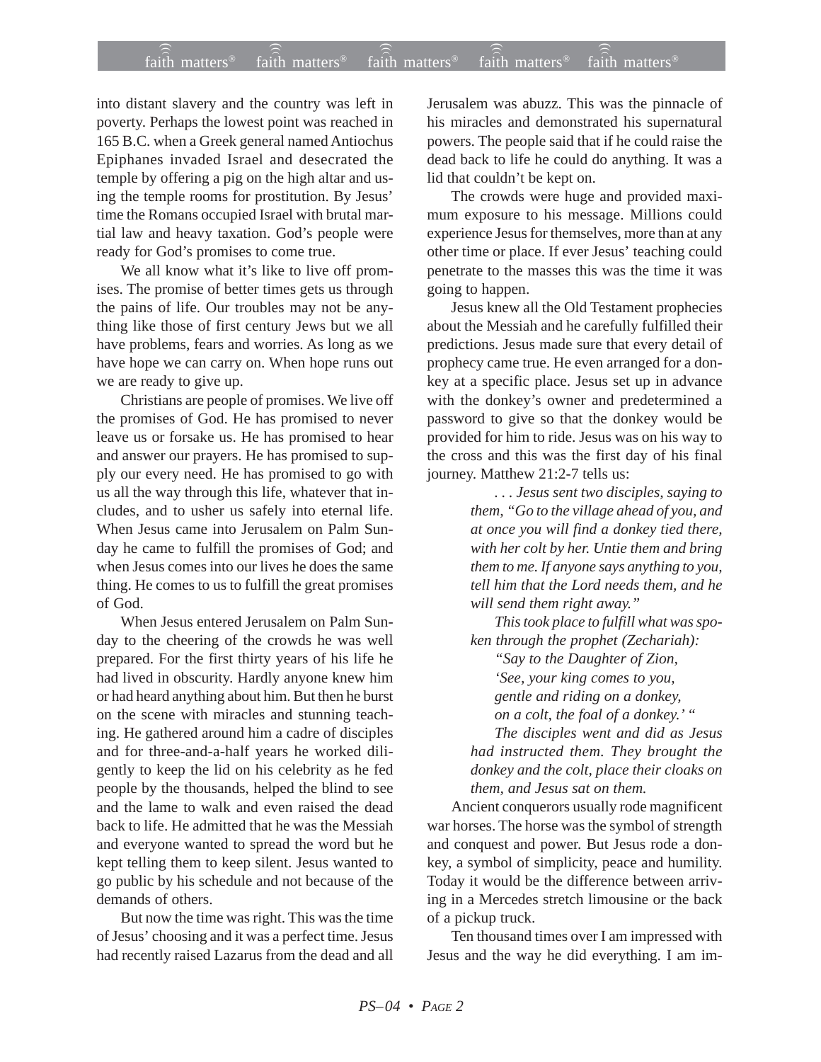into distant slavery and the country was left in poverty. Perhaps the lowest point was reached in 165 B.C. when a Greek general named Antiochus Epiphanes invaded Israel and desecrated the temple by offering a pig on the high altar and using the temple rooms for prostitution. By Jesus' time the Romans occupied Israel with brutal martial law and heavy taxation. God's people were ready for God's promises to come true.

We all know what it's like to live off promises. The promise of better times gets us through the pains of life. Our troubles may not be anything like those of first century Jews but we all have problems, fears and worries. As long as we have hope we can carry on. When hope runs out we are ready to give up.

Christians are people of promises. We live off the promises of God. He has promised to never leave us or forsake us. He has promised to hear and answer our prayers. He has promised to supply our every need. He has promised to go with us all the way through this life, whatever that includes, and to usher us safely into eternal life. When Jesus came into Jerusalem on Palm Sunday he came to fulfill the promises of God; and when Jesus comes into our lives he does the same thing. He comes to us to fulfill the great promises of God.

When Jesus entered Jerusalem on Palm Sunday to the cheering of the crowds he was well prepared. For the first thirty years of his life he had lived in obscurity. Hardly anyone knew him or had heard anything about him. But then he burst on the scene with miracles and stunning teaching. He gathered around him a cadre of disciples and for three-and-a-half years he worked diligently to keep the lid on his celebrity as he fed people by the thousands, helped the blind to see and the lame to walk and even raised the dead back to life. He admitted that he was the Messiah and everyone wanted to spread the word but he kept telling them to keep silent. Jesus wanted to go public by his schedule and not because of the demands of others.

But now the time was right. This was the time of Jesus' choosing and it was a perfect time. Jesus had recently raised Lazarus from the dead and all Jerusalem was abuzz. This was the pinnacle of his miracles and demonstrated his supernatural powers. The people said that if he could raise the dead back to life he could do anything. It was a lid that couldn't be kept on.

The crowds were huge and provided maximum exposure to his message. Millions could experience Jesus for themselves, more than at any other time or place. If ever Jesus' teaching could penetrate to the masses this was the time it was going to happen.

Jesus knew all the Old Testament prophecies about the Messiah and he carefully fulfilled their predictions. Jesus made sure that every detail of prophecy came true. He even arranged for a donkey at a specific place. Jesus set up in advance with the donkey's owner and predetermined a password to give so that the donkey would be provided for him to ride. Jesus was on his way to the cross and this was the first day of his final journey. Matthew 21:2-7 tells us:

> *. . . Jesus sent two disciples, saying to them, "Go to the village ahead of you, and at once you will find a donkey tied there, with her colt by her. Untie them and bring them to me. If anyone says anything to you, tell him that the Lord needs them, and he will send them right away."*
>
> *This took place to fulfill what was spoken through the prophet (Zechariah):*
>
> *"Say to the Daughter of Zion,*
> *'See, your king comes to you,*
> *gentle and riding on a donkey,*
> *on a colt, the foal of a donkey.' "*
>
> *The disciples went and did as Jesus had instructed them. They brought the donkey and the colt, place their cloaks on them, and Jesus sat on them.*

Ancient conquerors usually rode magnificent war horses. The horse was the symbol of strength and conquest and power. But Jesus rode a donkey, a symbol of simplicity, peace and humility. Today it would be the difference between arriving in a Mercedes stretch limousine or the back of a pickup truck.

Ten thousand times over I am impressed with Jesus and the way he did everything. I am im-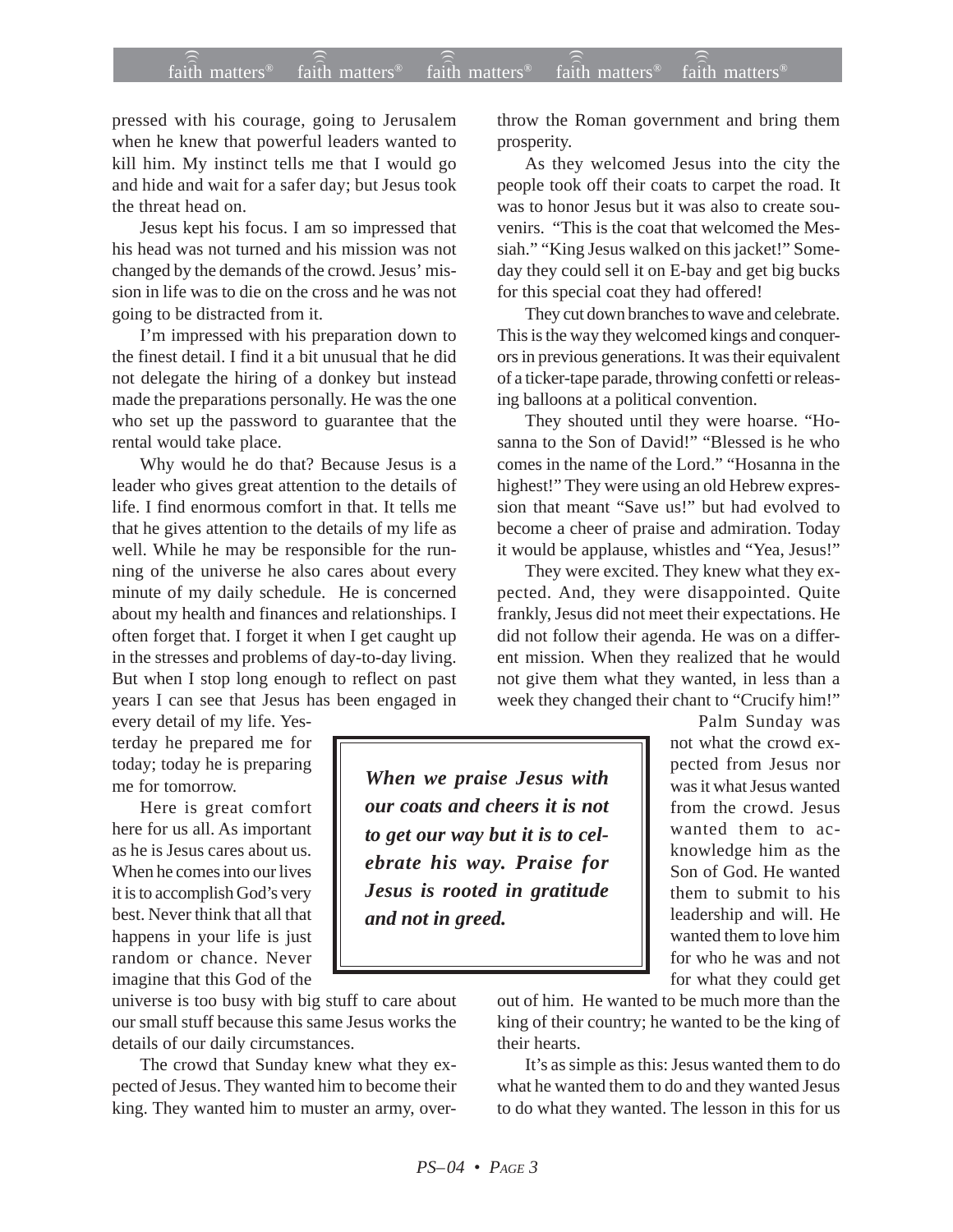pressed with his courage, going to Jerusalem when he knew that powerful leaders wanted to kill him. My instinct tells me that I would go and hide and wait for a safer day; but Jesus took the threat head on.

Jesus kept his focus. I am so impressed that his head was not turned and his mission was not changed by the demands of the crowd. Jesus' mission in life was to die on the cross and he was not going to be distracted from it.

I'm impressed with his preparation down to the finest detail. I find it a bit unusual that he did not delegate the hiring of a donkey but instead made the preparations personally. He was the one who set up the password to guarantee that the rental would take place.

Why would he do that? Because Jesus is a leader who gives great attention to the details of life. I find enormous comfort in that. It tells me that he gives attention to the details of my life as well. While he may be responsible for the running of the universe he also cares about every minute of my daily schedule. He is concerned about my health and finances and relationships. I often forget that. I forget it when I get caught up in the stresses and problems of day-to-day living. But when I stop long enough to reflect on past years I can see that Jesus has been engaged in every detail of my life. Yesterday he prepared me for today; today he is preparing me for tomorrow.

Here is great comfort here for us all. As important as he is Jesus cares about us. When he comes into our lives it is to accomplish God's very best. Never think that all that happens in your life is just random or chance. Never imagine that this God of the universe is too busy with big stuff to care about our small stuff because this same Jesus works the details of our daily circumstances.

The crowd that Sunday knew what they expected of Jesus. They wanted him to become their king. They wanted him to muster an army, overthrow the Roman government and bring them prosperity.

As they welcomed Jesus into the city the people took off their coats to carpet the road. It was to honor Jesus but it was also to create souvenirs. "This is the coat that welcomed the Messiah." "King Jesus walked on this jacket!" Someday they could sell it on E-bay and get big bucks for this special coat they had offered!

They cut down branches to wave and celebrate. This is the way they welcomed kings and conquerors in previous generations. It was their equivalent of a ticker-tape parade, throwing confetti or releasing balloons at a political convention.

They shouted until they were hoarse. "Hosanna to the Son of David!" "Blessed is he who comes in the name of the Lord." "Hosanna in the highest!" They were using an old Hebrew expression that meant "Save us!" but had evolved to become a cheer of praise and admiration. Today it would be applause, whistles and "Yea, Jesus!"

They were excited. They knew what they expected. And, they were disappointed. Quite frankly, Jesus did not meet their expectations. He did not follow their agenda. He was on a different mission. When they realized that he would not give them what they wanted, in less than a week they changed their chant to "Crucify him!"

> ***When we praise Jesus with our coats and cheers it is not to get our way but it is to celebrate his way. Praise for Jesus is rooted in gratitude and not in greed.***

Palm Sunday was not what the crowd expected from Jesus nor was it what Jesus wanted from the crowd. Jesus wanted them to acknowledge him as the Son of God. He wanted them to submit to his leadership and will. He wanted them to love him for who he was and not for what they could get out of him. He wanted to be much more than the king of their country; he wanted to be the king of their hearts.

It's as simple as this: Jesus wanted them to do what he wanted them to do and they wanted Jesus to do what they wanted. The lesson in this for us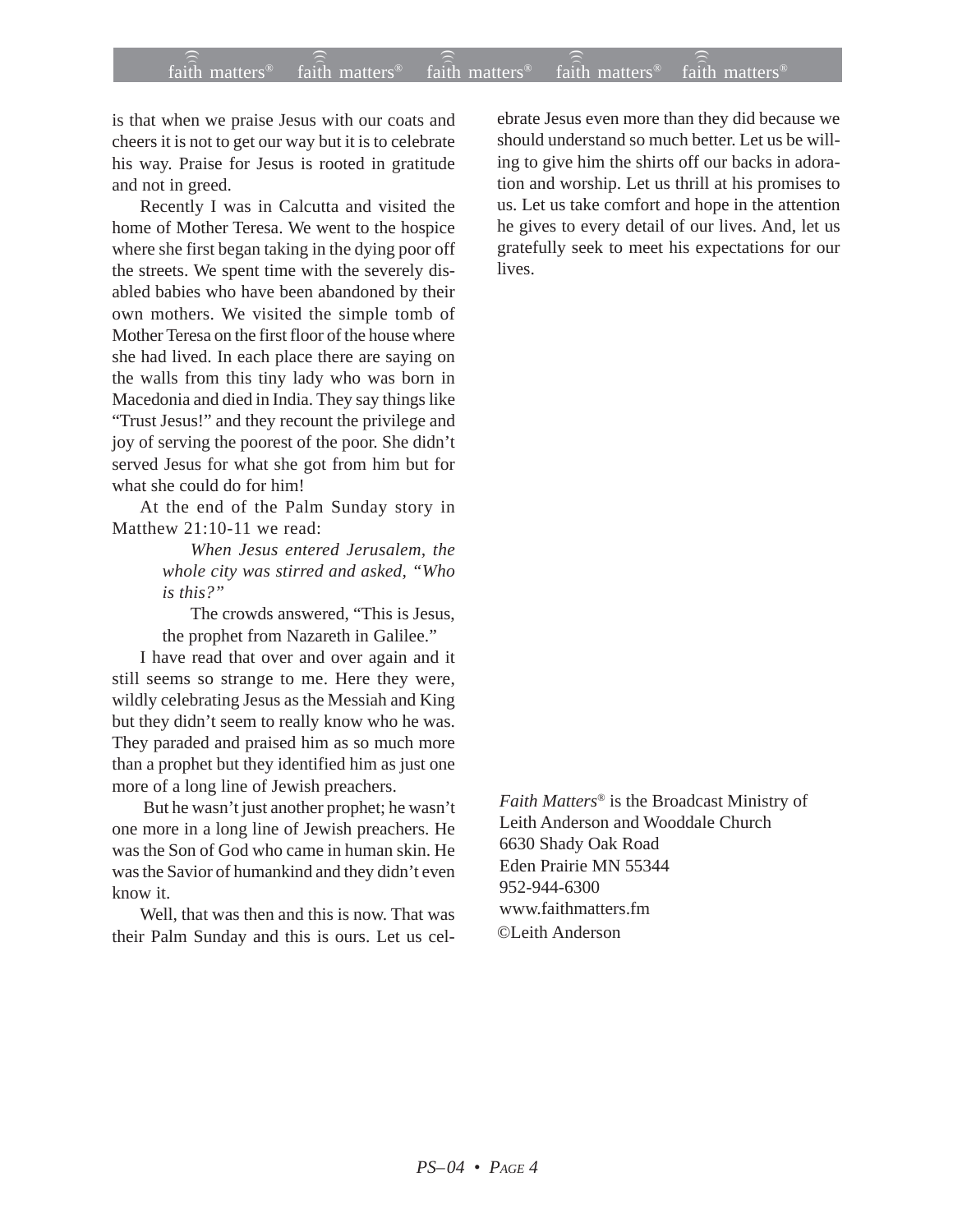is that when we praise Jesus with our coats and cheers it is not to get our way but it is to celebrate his way. Praise for Jesus is rooted in gratitude and not in greed.

Recently I was in Calcutta and visited the home of Mother Teresa. We went to the hospice where she first began taking in the dying poor off the streets. We spent time with the severely disabled babies who have been abandoned by their own mothers. We visited the simple tomb of Mother Teresa on the first floor of the house where she had lived. In each place there are saying on the walls from this tiny lady who was born in Macedonia and died in India. They say things like "Trust Jesus!" and they recount the privilege and joy of serving the poorest of the poor. She didn't served Jesus for what she got from him but for what she could do for him!

At the end of the Palm Sunday story in Matthew 21:10-11 we read:

> *When Jesus entered Jerusalem, the whole city was stirred and asked, "Who is this?"*
>
> The crowds answered, "This is Jesus, the prophet from Nazareth in Galilee."

I have read that over and over again and it still seems so strange to me. Here they were, wildly celebrating Jesus as the Messiah and King but they didn't seem to really know who he was. They paraded and praised him as so much more than a prophet but they identified him as just one more of a long line of Jewish preachers.

But he wasn't just another prophet; he wasn't one more in a long line of Jewish preachers. He was the Son of God who came in human skin. He was the Savior of humankind and they didn't even know it.

Well, that was then and this is now. That was their Palm Sunday and this is ours. Let us celebrate Jesus even more than they did because we should understand so much better. Let us be willing to give him the shirts off our backs in adoration and worship. Let us thrill at his promises to us. Let us take comfort and hope in the attention he gives to every detail of our lives. And, let us gratefully seek to meet his expectations for our lives.

*Faith Matters*® is the Broadcast Ministry of
Leith Anderson and Wooddale Church
6630 Shady Oak Road
Eden Prairie MN 55344
952-944-6300
www.faithmatters.fm
©Leith Anderson